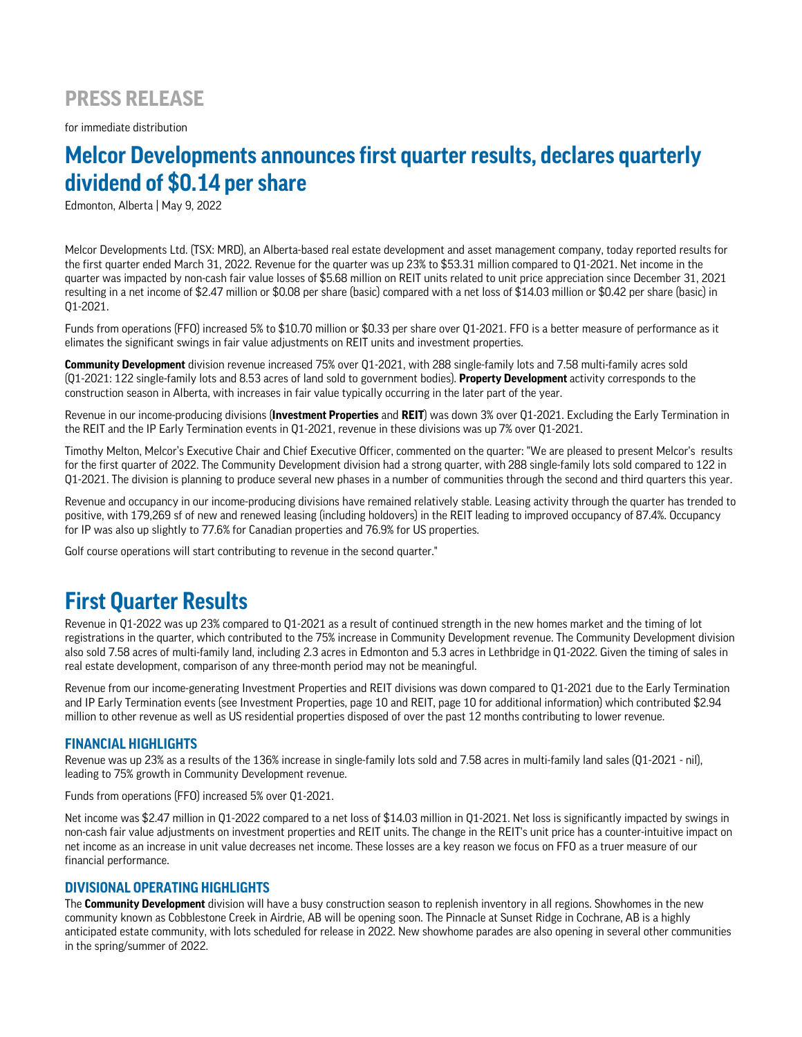# PRESS RELEASE

for immediate distribution

# Melcor Developments announces first quarter results, declares quarterly dividend of $0.14 per share

Edmonton, Alberta | May 9, 2022

Melcor Developments Ltd. (TSX: MRD), an Alberta-based real estate development and asset management company, today reported results for the first quarter ended March 31, 2022. Revenue for the quarter was up 23% to $53.31 million compared to Q1-2021. Net income in the quarter was impacted by non-cash fair value losses of $5.68 million on REIT units related to unit price appreciation since December 31, 2021 resulting in a net income of $2.47 million or $0.08 per share (basic) compared with a net loss of $14.03 million or $0.42 per share (basic) in Q1-2021.

Funds from operations (FFO) increased 5% to $10.70 million or $0.33 per share over Q1-2021. FFO is a better measure of performance as it elimates the significant swings in fair value adjustments on REIT units and investment properties.

**Community Development** division revenue increased 75% over Q1-2021, with 288 single-family lots and 7.58 multi-family acres sold (Q1-2021: 122 single-family lots and 8.53 acres of land sold to government bodies). **Property Development** activity corresponds to the construction season in Alberta, with increases in fair value typically occurring in the later part of the year.

Revenue in our income-producing divisions (**Investment Properties** and **REIT**) was down 3% over Q1-2021. Excluding the Early Termination in the REIT and the IP Early Termination events in Q1-2021, revenue in these divisions was up 7% over Q1-2021.

Timothy Melton, Melcor's Executive Chair and Chief Executive Officer, commented on the quarter: "We are pleased to present Melcor's results for the first quarter of 2022. The Community Development division had a strong quarter, with 288 single-family lots sold compared to 122 in Q1-2021. The division is planning to produce several new phases in a number of communities through the second and third quarters this year.

Revenue and occupancy in our income-producing divisions have remained relatively stable. Leasing activity through the quarter has trended to positive, with 179,269 sf of new and renewed leasing (including holdovers) in the REIT leading to improved occupancy of 87.4%. Occupancy for IP was also up slightly to 77.6% for Canadian properties and 76.9% for US properties.

Golf course operations will start contributing to revenue in the second quarter."

# First Quarter Results

Revenue in Q1-2022 was up 23% compared to Q1-2021 as a result of continued strength in the new homes market and the timing of lot registrations in the quarter, which contributed to the 75% increase in Community Development revenue. The Community Development division also sold 7.58 acres of multi-family land, including 2.3 acres in Edmonton and 5.3 acres in Lethbridge in Q1-2022. Given the timing of sales in real estate development, comparison of any three-month period may not be meaningful.

Revenue from our income-generating Investment Properties and REIT divisions was down compared to Q1-2021 due to the Early Termination and IP Early Termination events (see Investment Properties, page 10 and REIT, page 10 for additional information) which contributed $2.94 million to other revenue as well as US residential properties disposed of over the past 12 months contributing to lower revenue.

### FINANCIAL HIGHLIGHTS

Revenue was up 23% as a results of the 136% increase in single-family lots sold and 7.58 acres in multi-family land sales (Q1-2021 - nil), leading to 75% growth in Community Development revenue.

Funds from operations (FFO) increased 5% over Q1-2021.

Net income was $2.47 million in Q1-2022 compared to a net loss of $14.03 million in Q1-2021. Net loss is significantly impacted by swings in non-cash fair value adjustments on investment properties and REIT units. The change in the REIT's unit price has a counter-intuitive impact on net income as an increase in unit value decreases net income. These losses are a key reason we focus on FFO as a truer measure of our financial performance.

### DIVISIONAL OPERATING HIGHLIGHTS

The **Community Development** division will have a busy construction season to replenish inventory in all regions. Showhomes in the new community known as Cobblestone Creek in Airdrie, AB will be opening soon. The Pinnacle at Sunset Ridge in Cochrane, AB is a highly anticipated estate community, with lots scheduled for release in 2022. New showhome parades are also opening in several other communities in the spring/summer of 2022.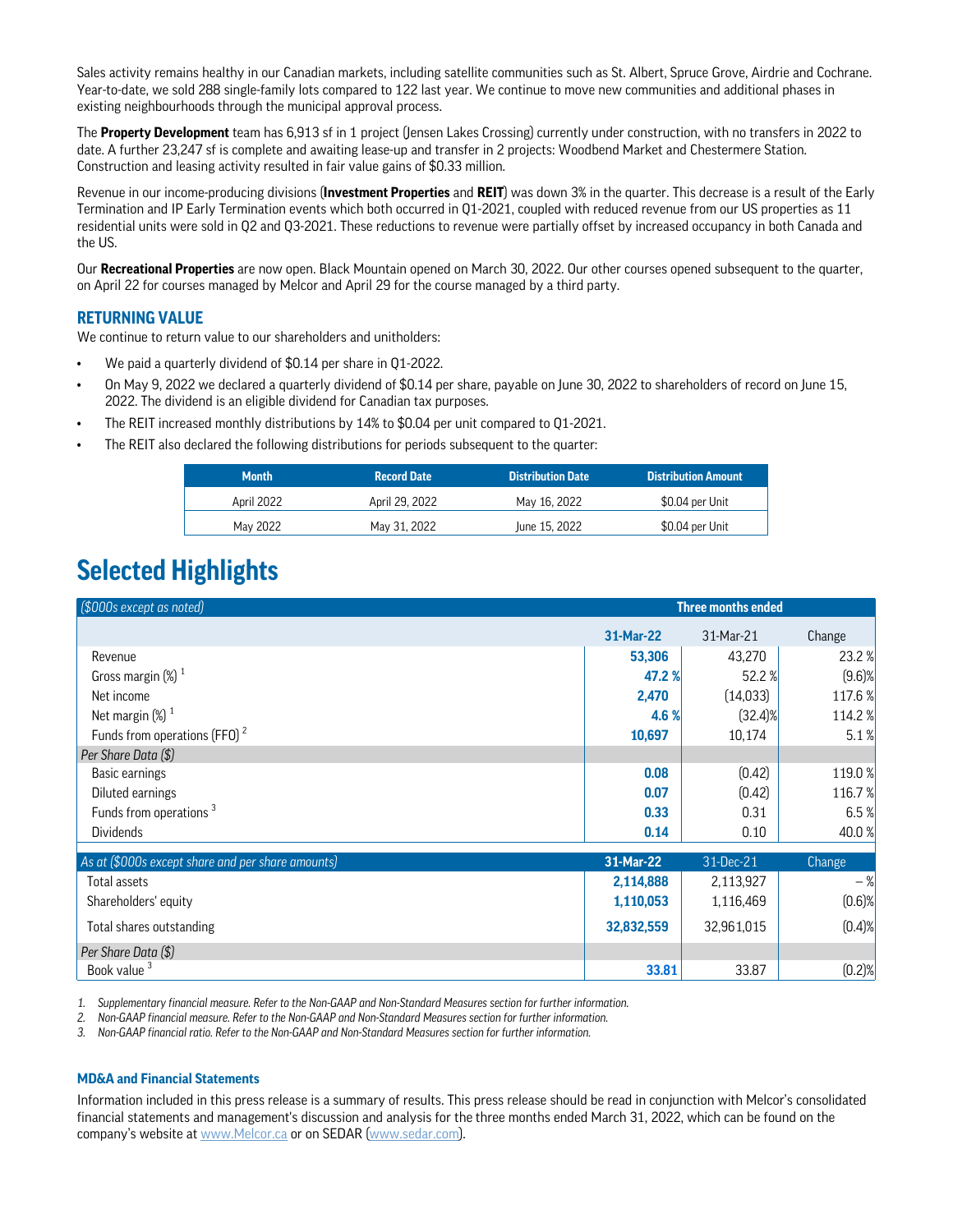Sales activity remains healthy in our Canadian markets, including satellite communities such as St. Albert, Spruce Grove, Airdrie and Cochrane. Year-to-date, we sold 288 single-family lots compared to 122 last year. We continue to move new communities and additional phases in existing neighbourhoods through the municipal approval process.

The **Property Development** team has 6,913 sf in 1 project (Jensen Lakes Crossing) currently under construction, with no transfers in 2022 to date. A further 23,247 sf is complete and awaiting lease-up and transfer in 2 projects: Woodbend Market and Chestermere Station. Construction and leasing activity resulted in fair value gains of $0.33 million.

Revenue in our income-producing divisions (**Investment Properties** and **REIT**) was down 3% in the quarter. This decrease is a result of the Early Termination and IP Early Termination events which both occurred in Q1-2021, coupled with reduced revenue from our US properties as 11 residential units were sold in Q2 and Q3-2021. These reductions to revenue were partially offset by increased occupancy in both Canada and the US.

Our **Recreational Properties** are now open. Black Mountain opened on March 30, 2022. Our other courses opened subsequent to the quarter, on April 22 for courses managed by Melcor and April 29 for the course managed by a third party.

### RETURNING VALUE

We continue to return value to our shareholders and unitholders:

- We paid a quarterly dividend of $0.14 per share in Q1-2022.
- On May 9, 2022 we declared a quarterly dividend of $0.14 per share, payable on June 30, 2022 to shareholders of record on June 15, 2022. The dividend is an eligible dividend for Canadian tax purposes.
- The REIT increased monthly distributions by 14% to $0.04 per unit compared to Q1-2021.
- The REIT also declared the following distributions for periods subsequent to the quarter:

| Month | Record Date | Distribution Date | Distribution Amount |
|---|---|---|---|
| April 2022 | April 29, 2022 | May 16, 2022 | $0.04 per Unit |
| May 2022 | May 31, 2022 | June 15, 2022 | $0.04 per Unit |

# Selected Highlights

| *($000s except as noted)* | Three months ended | | |
|---|---|---|---|
| | **31-Mar-22** | 31-Mar-21 | Change |
| Revenue | **53,306** | 43,270 | 23.2 % |
| Gross margin (%) [1] | **47.2 %** | 52.2 % | (9.6)% |
| Net income | **2,470** | (14,033) | 117.6 % |
| Net margin (%) [1] | **4.6 %** | (32.4)% | 114.2 % |
| Funds from operations (FFO) [2] | **10,697** | 10,174 | 5.1 % |
| *Per Share Data ($)* | | | |
| Basic earnings | **0.08** | (0.42) | 119.0 % |
| Diluted earnings | **0.07** | (0.42) | 116.7 % |
| Funds from operations [3] | **0.33** | 0.31 | 6.5 % |
| Dividends | **0.14** | 0.10 | 40.0 % |
| *As at ($000s except share and per share amounts)* | **31-Mar-22** | 31-Dec-21 | Change |
| Total assets | **2,114,888** | 2,113,927 | — % |
| Shareholders' equity | **1,110,053** | 1,116,469 | (0.6)% |
| Total shares outstanding | **32,832,559** | 32,961,015 | (0.4)% |
| *Per Share Data ($)* | | | |
| Book value [3] | **33.81** | 33.87 | (0.2)% |

*1. Supplementary financial measure. Refer to the Non-GAAP and Non-Standard Measures section for further information.*
*2. Non-GAAP financial measure. Refer to the Non-GAAP and Non-Standard Measures section for further information.*
*3. Non-GAAP financial ratio. Refer to the Non-GAAP and Non-Standard Measures section for further information.*

#### MD&A and Financial Statements

Information included in this press release is a summary of results. This press release should be read in conjunction with Melcor's consolidated financial statements and management's discussion and analysis for the three months ended March 31, 2022, which can be found on the company's website at www.Melcor.ca or on SEDAR (www.sedar.com).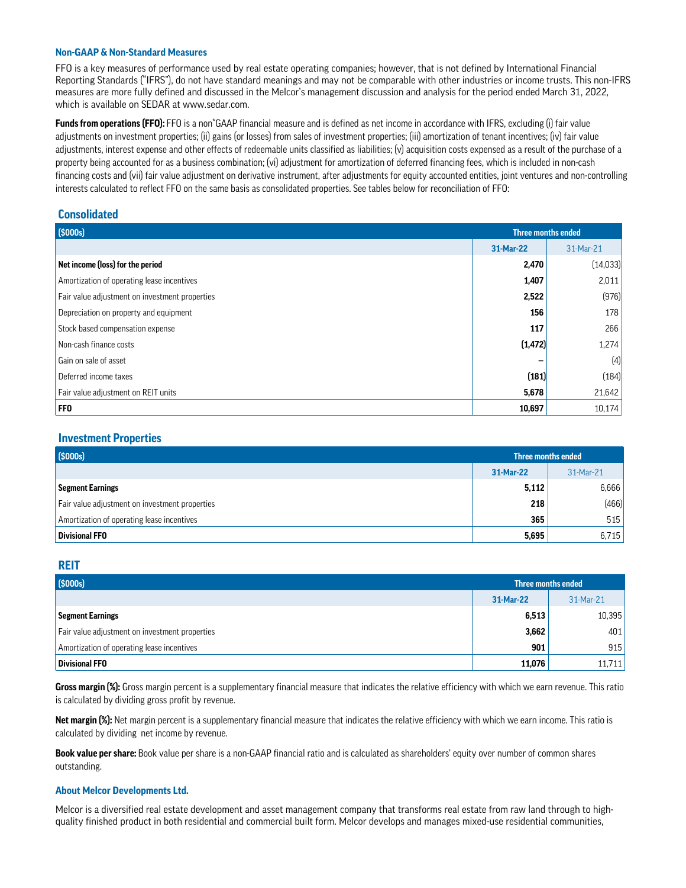### Non-GAAP & Non-Standard Measures

FFO is a key measures of performance used by real estate operating companies; however, that is not defined by International Financial Reporting Standards ("IFRS"), do not have standard meanings and may not be comparable with other industries or income trusts. This non-IFRS measures are more fully defined and discussed in the Melcor's management discussion and analysis for the period ended March 31, 2022, which is available on SEDAR at www.sedar.com.

**Funds from operations (FFO):** FFO is a non*GAAP financial measure and is defined as net income in accordance with IFRS, excluding (i) fair value adjustments on investment properties; (ii) gains (or losses) from sales of investment properties; (iii) amortization of tenant incentives; (iv) fair value adjustments, interest expense and other effects of redeemable units classified as liabilities; (v) acquisition costs expensed as a result of the purchase of a property being accounted for as a business combination; (vi) adjustment for amortization of deferred financing fees, which is included in non-cash financing costs and (vii) fair value adjustment on derivative instrument, after adjustments for equity accounted entities, joint ventures and non-controlling interests calculated to reflect FFO on the same basis as consolidated properties. See tables below for reconciliation of FFO:

## Consolidated

| ($000s) | Three months ended | |
|---|---|---|
| | **31-Mar-22** | 31-Mar-21 |
| **Net income (loss) for the period** | **2,470** | (14,033) |
| Amortization of operating lease incentives | **1,407** | 2,011 |
| Fair value adjustment on investment properties | **2,522** | (976) |
| Depreciation on property and equipment | **156** | 178 |
| Stock based compensation expense | **117** | 266 |
| Non-cash finance costs | **(1,472)** | 1,274 |
| Gain on sale of asset | **—** | (4) |
| Deferred income taxes | **(181)** | (184) |
| Fair value adjustment on REIT units | **5,678** | 21,642 |
| **FFO** | **10,697** | 10,174 |

## Investment Properties

| ($000s) | Three months ended | |
|---|---|---|
| | **31-Mar-22** | 31-Mar-21 |
| **Segment Earnings** | **5,112** | 6,666 |
| Fair value adjustment on investment properties | **218** | (466) |
| Amortization of operating lease incentives | **365** | 515 |
| **Divisional FFO** | **5,695** | 6,715 |

## REIT

| ($000s) | Three months ended | |
|---|---|---|
| | **31-Mar-22** | 31-Mar-21 |
| **Segment Earnings** | **6,513** | 10,395 |
| Fair value adjustment on investment properties | **3,662** | 401 |
| Amortization of operating lease incentives | **901** | 915 |
| **Divisional FFO** | **11,076** | 11,711 |

**Gross margin (%):** Gross margin percent is a supplementary financial measure that indicates the relative efficiency with which we earn revenue. This ratio is calculated by dividing gross profit by revenue.

**Net margin (%):** Net margin percent is a supplementary financial measure that indicates the relative efficiency with which we earn income. This ratio is calculated by dividing net income by revenue.

**Book value per share:** Book value per share is a non-GAAP financial ratio and is calculated as shareholders' equity over number of common shares outstanding.

### About Melcor Developments Ltd.

Melcor is a diversified real estate development and asset management company that transforms real estate from raw land through to high-quality finished product in both residential and commercial built form. Melcor develops and manages mixed-use residential communities,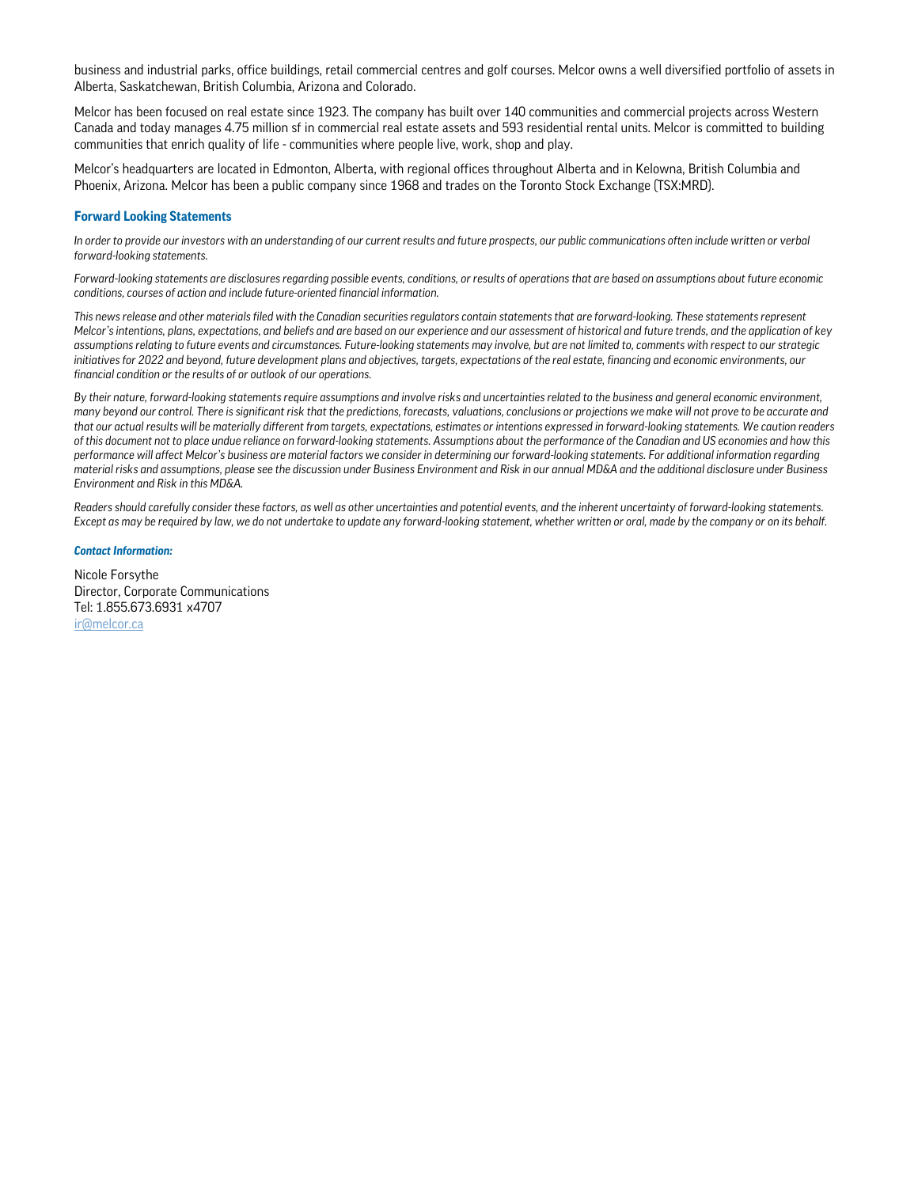business and industrial parks, office buildings, retail commercial centres and golf courses. Melcor owns a well diversified portfolio of assets in Alberta, Saskatchewan, British Columbia, Arizona and Colorado.

Melcor has been focused on real estate since 1923. The company has built over 140 communities and commercial projects across Western Canada and today manages 4.75 million sf in commercial real estate assets and 593 residential rental units. Melcor is committed to building communities that enrich quality of life - communities where people live, work, shop and play.

Melcor's headquarters are located in Edmonton, Alberta, with regional offices throughout Alberta and in Kelowna, British Columbia and Phoenix, Arizona. Melcor has been a public company since 1968 and trades on the Toronto Stock Exchange (TSX:MRD).

### Forward Looking Statements

*In order to provide our investors with an understanding of our current results and future prospects, our public communications often include written or verbal forward-looking statements.*

*Forward-looking statements are disclosures regarding possible events, conditions, or results of operations that are based on assumptions about future economic conditions, courses of action and include future-oriented financial information.*

*This news release and other materials filed with the Canadian securities regulators contain statements that are forward-looking. These statements represent Melcor's intentions, plans, expectations, and beliefs and are based on our experience and our assessment of historical and future trends, and the application of key assumptions relating to future events and circumstances. Future-looking statements may involve, but are not limited to, comments with respect to our strategic initiatives for 2022 and beyond, future development plans and objectives, targets, expectations of the real estate, financing and economic environments, our financial condition or the results of or outlook of our operations.*

*By their nature, forward-looking statements require assumptions and involve risks and uncertainties related to the business and general economic environment, many beyond our control. There is significant risk that the predictions, forecasts, valuations, conclusions or projections we make will not prove to be accurate and that our actual results will be materially different from targets, expectations, estimates or intentions expressed in forward-looking statements. We caution readers of this document not to place undue reliance on forward-looking statements. Assumptions about the performance of the Canadian and US economies and how this performance will affect Melcor's business are material factors we consider in determining our forward-looking statements. For additional information regarding material risks and assumptions, please see the discussion under Business Environment and Risk in our annual MD&A and the additional disclosure under Business Environment and Risk in this MD&A.*

*Readers should carefully consider these factors, as well as other uncertainties and potential events, and the inherent uncertainty of forward-looking statements. Except as may be required by law, we do not undertake to update any forward-looking statement, whether written or oral, made by the company or on its behalf.*

***Contact Information:***

Nicole Forsythe
Director, Corporate Communications
Tel: 1.855.673.6931 x4707
ir@melcor.ca